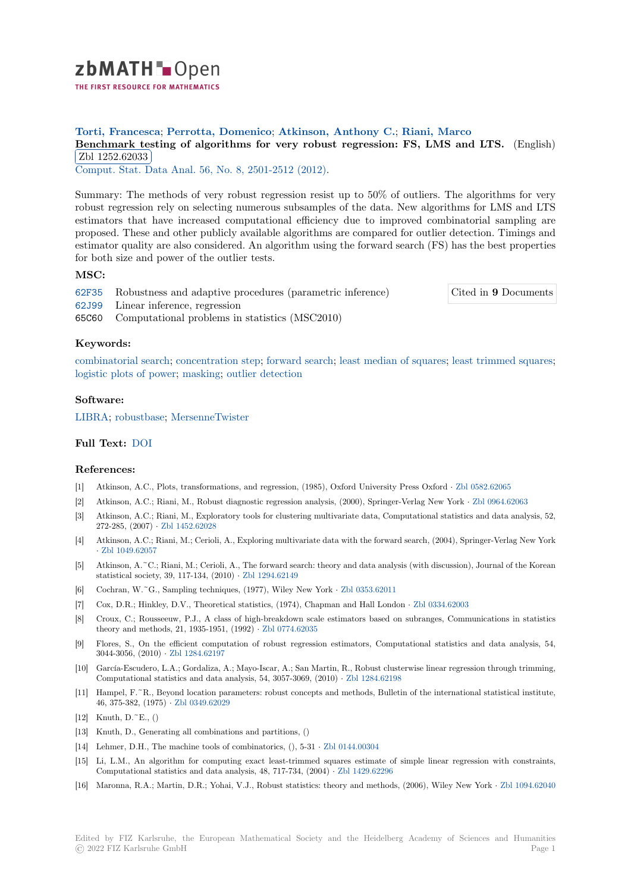# zbMATH Open

THE FIRST RESOURCE FOR MATHEMATICS

**Torti, Francesca; Perrotta, Domenico; Atkinson, Anthony C.; Riani, Marco**

**Benchmark testing of algorithms for very robust regression: FS, LMS and LTS.** (English) Zbl 1252.62033

Comput. Stat. Data Anal. 56, No. 8, 2501-2512 (2012).

Summary: The methods of very robust regression resist up to 50% of outliers. The algorithms for very robust regression rely on selecting numerous subsamples of the data. New algorithms for LMS and LTS estimators that have increased computational efficiency due to improved combinatorial sampling are proposed. These and other publicly available algorithms are compared for outlier detection. Timings and estimator quality are also considered. An algorithm using the forward search (FS) has the best properties for both size and power of the outlier tests.

### MSC:

62F35 Robustness and adaptive procedures (parametric inference)
62J99 Linear inference, regression
65C60 Computational problems in statistics (MSC2010)

Cited in **9** Documents

### Keywords:

combinatorial search; concentration step; forward search; least median of squares; least trimmed squares; logistic plots of power; masking; outlier detection

### Software:

LIBRA; robustbase; MersenneTwister

### Full Text: DOI

### References:

[1] Atkinson, A.C., Plots, transformations, and regression, (1985), Oxford University Press Oxford · Zbl 0582.62065
[2] Atkinson, A.C.; Riani, M., Robust diagnostic regression analysis, (2000), Springer-Verlag New York · Zbl 0964.62063
[3] Atkinson, A.C.; Riani, M., Exploratory tools for clustering multivariate data, Computational statistics and data analysis, 52, 272-285, (2007) · Zbl 1452.62028
[4] Atkinson, A.C.; Riani, M.; Cerioli, A., Exploring multivariate data with the forward search, (2004), Springer-Verlag New York · Zbl 1049.62057
[5] Atkinson, A.~C.; Riani, M.; Cerioli, A., The forward search: theory and data analysis (with discussion), Journal of the Korean statistical society, 39, 117-134, (2010) · Zbl 1294.62149
[6] Cochran, W.~G., Sampling techniques, (1977), Wiley New York · Zbl 0353.62011
[7] Cox, D.R.; Hinkley, D.V., Theoretical statistics, (1974), Chapman and Hall London · Zbl 0334.62003
[8] Croux, C.; Rousseeuw, P.J., A class of high-breakdown scale estimators based on subranges, Communications in statistics theory and methods, 21, 1935-1951, (1992) · Zbl 0774.62035
[9] Flores, S., On the efficient computation of robust regression estimators, Computational statistics and data analysis, 54, 3044-3056, (2010) · Zbl 1284.62197
[10] García-Escudero, L.A.; Gordaliza, A.; Mayo-Iscar, A.; San Martin, R., Robust clusterwise linear regression through trimming, Computational statistics and data analysis, 54, 3057-3069, (2010) · Zbl 1284.62198
[11] Hampel, F.~R., Beyond location parameters: robust concepts and methods, Bulletin of the international statistical institute, 46, 375-382, (1975) · Zbl 0349.62029
[12] Knuth, D.~E., ()
[13] Knuth, D., Generating all combinations and partitions, ()
[14] Lehmer, D.H., The machine tools of combinatorics, (), 5-31 · Zbl 0144.00304
[15] Li, L.M., An algorithm for computing exact least-trimmed squares estimate of simple linear regression with constraints, Computational statistics and data analysis, 48, 717-734, (2004) · Zbl 1429.62296
[16] Maronna, R.A.; Martin, D.R.; Yohai, V.J., Robust statistics: theory and methods, (2006), Wiley New York · Zbl 1094.62040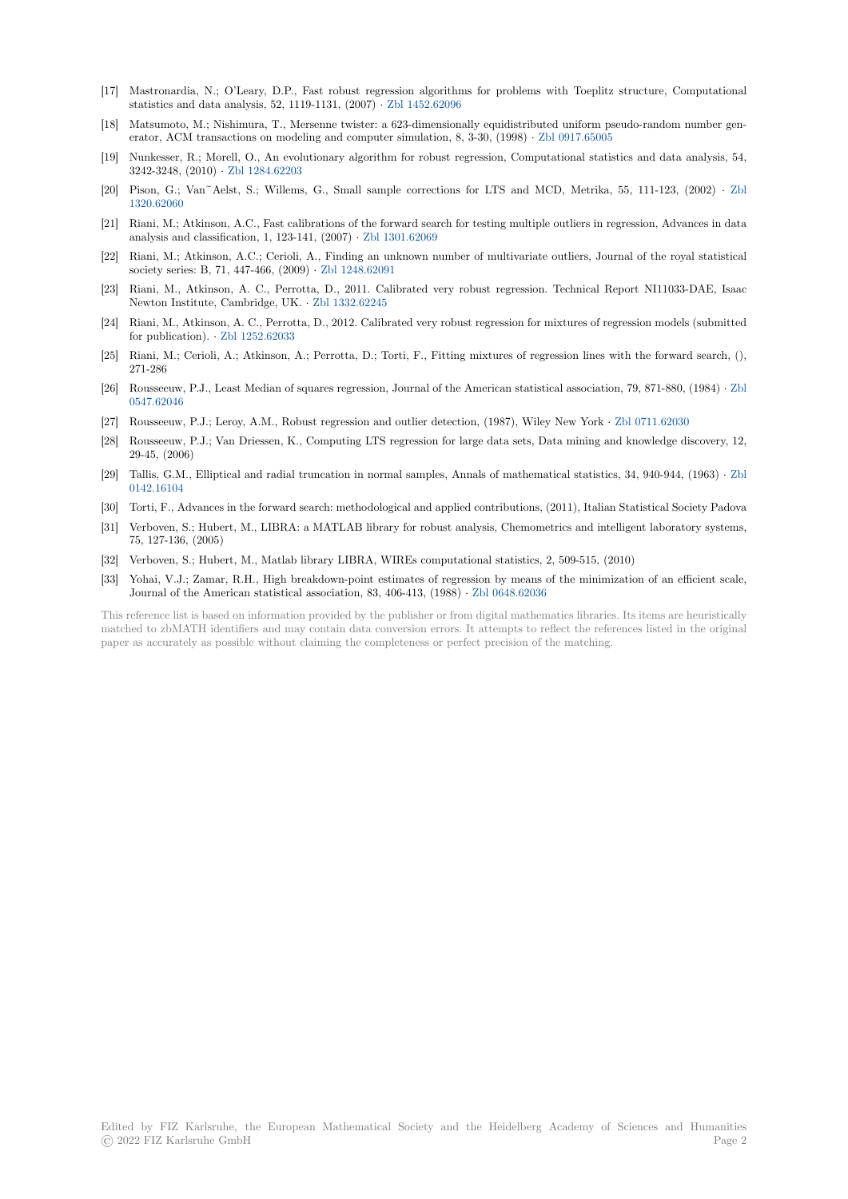[17] Mastronardia, N.; O'Leary, D.P., Fast robust regression algorithms for problems with Toeplitz structure, Computational statistics and data analysis, 52, 1119-1131, (2007) · Zbl 1452.62096

[18] Matsumoto, M.; Nishimura, T., Mersenne twister: a 623-dimensionally equidistributed uniform pseudo-random number generator, ACM transactions on modeling and computer simulation, 8, 3-30, (1998) · Zbl 0917.65005

[19] Nunkesser, R.; Morell, O., An evolutionary algorithm for robust regression, Computational statistics and data analysis, 54, 3242-3248, (2010) · Zbl 1284.62203

[20] Pison, G.; Van~Aelst, S.; Willems, G., Small sample corrections for LTS and MCD, Metrika, 55, 111-123, (2002) · Zbl 1320.62060

[21] Riani, M.; Atkinson, A.C., Fast calibrations of the forward search for testing multiple outliers in regression, Advances in data analysis and classification, 1, 123-141, (2007) · Zbl 1301.62069

[22] Riani, M.; Atkinson, A.C.; Cerioli, A., Finding an unknown number of multivariate outliers, Journal of the royal statistical society series: B, 71, 447-466, (2009) · Zbl 1248.62091

[23] Riani, M., Atkinson, A. C., Perrotta, D., 2011. Calibrated very robust regression. Technical Report NI11033-DAE, Isaac Newton Institute, Cambridge, UK. · Zbl 1332.62245

[24] Riani, M., Atkinson, A. C., Perrotta, D., 2012. Calibrated very robust regression for mixtures of regression models (submitted for publication). · Zbl 1252.62033

[25] Riani, M.; Cerioli, A.; Atkinson, A.; Perrotta, D.; Torti, F., Fitting mixtures of regression lines with the forward search, (), 271-286

[26] Rousseeuw, P.J., Least Median of squares regression, Journal of the American statistical association, 79, 871-880, (1984) · Zbl 0547.62046

[27] Rousseeuw, P.J.; Leroy, A.M., Robust regression and outlier detection, (1987), Wiley New York · Zbl 0711.62030

[28] Rousseeuw, P.J.; Van Driessen, K., Computing LTS regression for large data sets, Data mining and knowledge discovery, 12, 29-45, (2006)

[29] Tallis, G.M., Elliptical and radial truncation in normal samples, Annals of mathematical statistics, 34, 940-944, (1963) · Zbl 0142.16104

[30] Torti, F., Advances in the forward search: methodological and applied contributions, (2011), Italian Statistical Society Padova

[31] Verboven, S.; Hubert, M., LIBRA: a MATLAB library for robust analysis, Chemometrics and intelligent laboratory systems, 75, 127-136, (2005)

[32] Verboven, S.; Hubert, M., Matlab library LIBRA, WIREs computational statistics, 2, 509-515, (2010)

[33] Yohai, V.J.; Zamar, R.H., High breakdown-point estimates of regression by means of the minimization of an efficient scale, Journal of the American statistical association, 83, 406-413, (1988) · Zbl 0648.62036

This reference list is based on information provided by the publisher or from digital mathematics libraries. Its items are heuristically matched to zbMATH identifiers and may contain data conversion errors. It attempts to reflect the references listed in the original paper as accurately as possible without claiming the completeness or perfect precision of the matching.